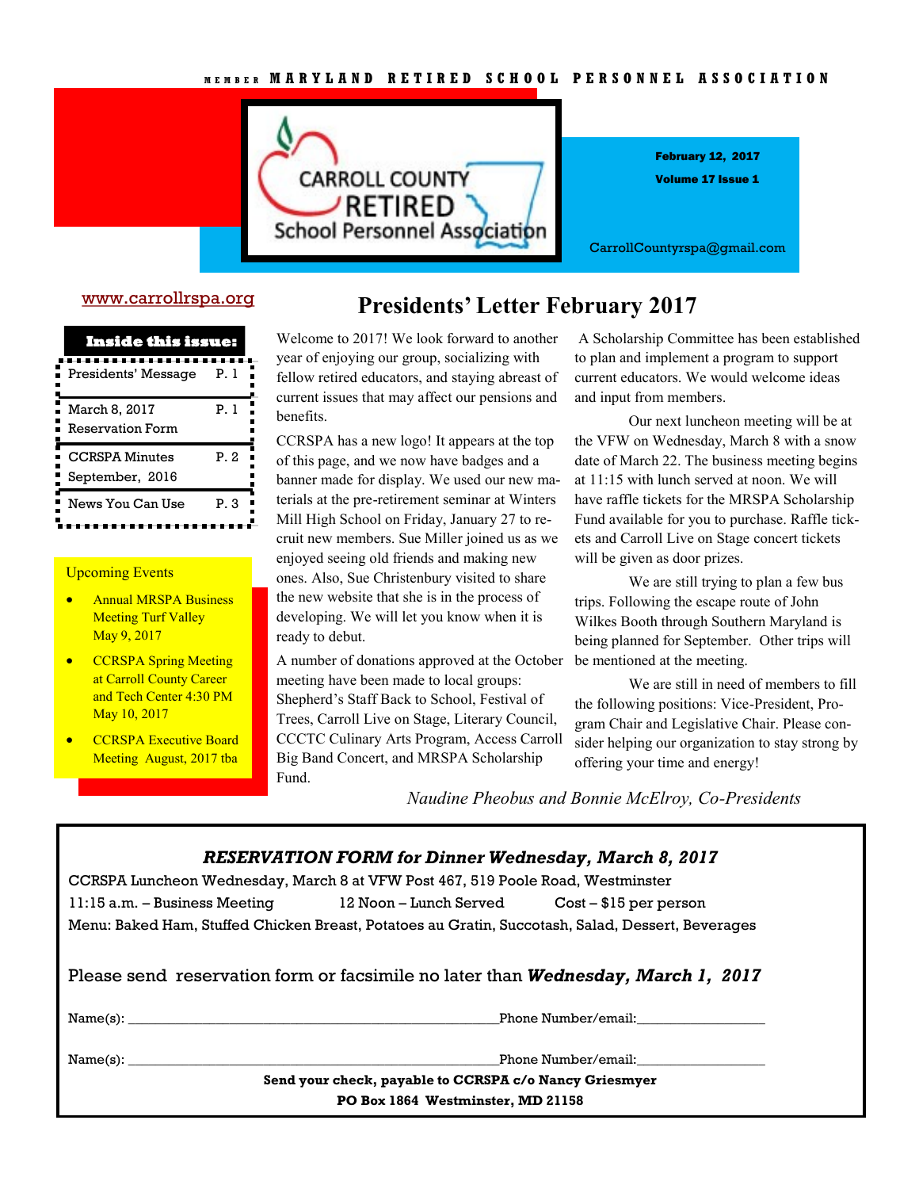MEMBER MARYLAND RETIRED SCHOOL PERSONNEL ASSOCIATION

# CARROLL COUNTY RETIRED School Personnel Association

February 12, 2017

Volume 17 Issue 1

CarrollCountyrspa@gmail.com

www.carrollrspa.org

**Inside this issue:**

| | |
|---|---|
| Presidents' Message | P. 1 |
| March 8, 2017 Reservation Form | P. 1 |
| CCRSPA Minutes September, 2016 | P. 2 |
| News You Can Use | P. 3 |

Upcoming Events

- Annual MRSPA Business Meeting Turf Valley May 9, 2017
- CCRSPA Spring Meeting at Carroll County Career and Tech Center 4:30 PM May 10, 2017
- CCRSPA Executive Board Meeting August, 2017 tba

## Presidents' Letter February 2017

Welcome to 2017! We look forward to another year of enjoying our group, socializing with fellow retired educators, and staying abreast of current issues that may affect our pensions and benefits.

CCRSPA has a new logo! It appears at the top of this page, and we now have badges and a banner made for display. We used our new materials at the pre-retirement seminar at Winters Mill High School on Friday, January 27 to recruit new members. Sue Miller joined us as we enjoyed seeing old friends and making new ones. Also, Sue Christenbury visited to share the new website that she is in the process of developing. We will let you know when it is ready to debut.

A number of donations approved at the October meeting have been made to local groups: Shepherd's Staff Back to School, Festival of Trees, Carroll Live on Stage, Literary Council, CCCTC Culinary Arts Program, Access Carroll Big Band Concert, and MRSPA Scholarship Fund.

A Scholarship Committee has been established to plan and implement a program to support current educators. We would welcome ideas and input from members.

Our next luncheon meeting will be at the VFW on Wednesday, March 8 with a snow date of March 22. The business meeting begins at 11:15 with lunch served at noon. We will have raffle tickets for the MRSPA Scholarship Fund available for you to purchase. Raffle tickets and Carroll Live on Stage concert tickets will be given as door prizes.

We are still trying to plan a few bus trips. Following the escape route of John Wilkes Booth through Southern Maryland is being planned for September. Other trips will be mentioned at the meeting.

We are still in need of members to fill the following positions: Vice-President, Program Chair and Legislative Chair. Please consider helping our organization to stay strong by offering your time and energy!

*Naudine Pheobus and Bonnie McElroy, Co-Presidents*

### *RESERVATION FORM for Dinner Wednesday, March 8, 2017*

CCRSPA Luncheon Wednesday, March 8 at VFW Post 467, 519 Poole Road, Westminster

11:15 a.m. – Business Meeting 12 Noon – Lunch Served Cost – $15 per person

Menu: Baked Ham, Stuffed Chicken Breast, Potatoes au Gratin, Succotash, Salad, Dessert, Beverages

Please send reservation form or facsimile no later than ***Wednesday, March 1, 2017***

Name(s): ______________________________________________Phone Number/email:__________________

Name(s): ______________________________________________Phone Number/email:__________________

**Send your check, payable to CCRSPA c/o Nancy Griesmyer**

**PO Box 1864 Westminster, MD 21158**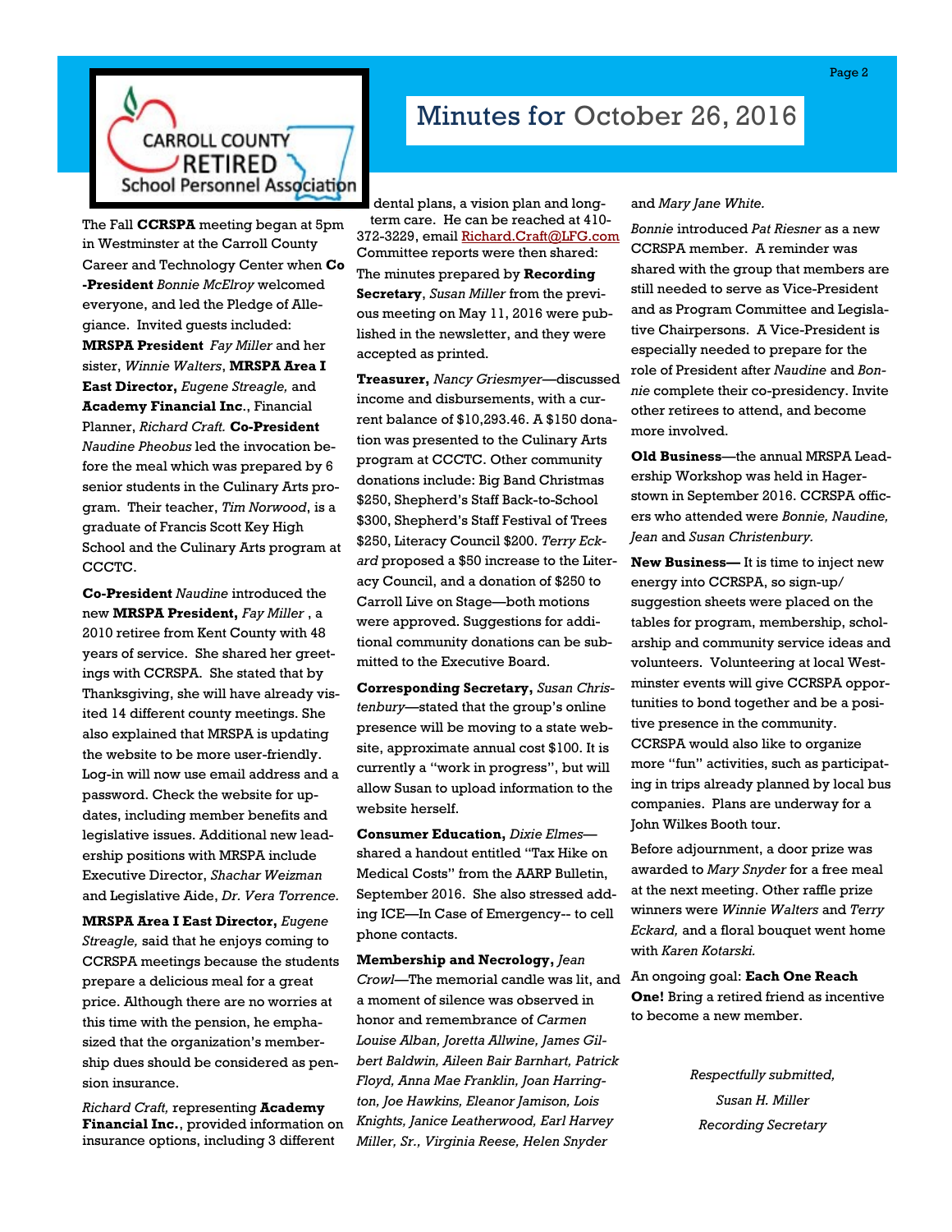# Minutes for October 26, 2016

The Fall **CCRSPA** meeting began at 5pm in Westminster at the Carroll County Career and Technology Center when **Co-President** *Bonnie McElroy* welcomed everyone, and led the Pledge of Allegiance. Invited guests included: **MRSPA President** *Fay Miller* and her sister, *Winnie Walters*, **MRSPA Area I East Director,** *Eugene Streagle,* and **Academy Financial Inc**., Financial Planner, *Richard Craft.* **Co-President** *Naudine Pheobus* led the invocation before the meal which was prepared by 6 senior students in the Culinary Arts program. Their teacher, *Tim Norwood*, is a graduate of Francis Scott Key High School and the Culinary Arts program at CCCTC.

**Co-President** *Naudine* introduced the new **MRSPA President,** *Fay Miller* , a 2010 retiree from Kent County with 48 years of service. She shared her greetings with CCRSPA. She stated that by Thanksgiving, she will have already visited 14 different county meetings. She also explained that MRSPA is updating the website to be more user-friendly. Log-in will now use email address and a password. Check the website for updates, including member benefits and legislative issues. Additional new leadership positions with MRSPA include Executive Director, *Shachar Weizman* and Legislative Aide, *Dr. Vera Torrence.*

**MRSPA Area I East Director,** *Eugene Streagle,* said that he enjoys coming to CCRSPA meetings because the students prepare a delicious meal for a great price. Although there are no worries at this time with the pension, he emphasized that the organization's membership dues should be considered as pension insurance.

*Richard Craft,* representing **Academy Financial Inc.**, provided information on insurance options, including 3 different dental plans, a vision plan and long-term care. He can be reached at 410-372-3229, email Richard.Craft@LFG.com

Committee reports were then shared: The minutes prepared by **Recording Secretary**, *Susan Miller* from the previous meeting on May 11, 2016 were published in the newsletter, and they were accepted as printed.

**Treasurer,** *Nancy Griesmyer*—discussed income and disbursements, with a current balance of $10,293.46. A $150 donation was presented to the Culinary Arts program at CCCTC. Other community donations include: Big Band Christmas $250, Shepherd's Staff Back-to-School $300, Shepherd's Staff Festival of Trees $250, Literacy Council $200. *Terry Eckard* proposed a $50 increase to the Literacy Council, and a donation of $250 to Carroll Live on Stage—both motions were approved. Suggestions for additional community donations can be submitted to the Executive Board.

**Corresponding Secretary,** *Susan Christenbury*—stated that the group's online presence will be moving to a state website, approximate annual cost $100. It is currently a "work in progress", but will allow Susan to upload information to the website herself.

**Consumer Education,** *Dixie Elmes*—shared a handout entitled "Tax Hike on Medical Costs" from the AARP Bulletin, September 2016. She also stressed adding ICE—In Case of Emergency-- to cell phone contacts.

**Membership and Necrology,** *Jean Crowl*—The memorial candle was lit, and a moment of silence was observed in honor and remembrance of *Carmen Louise Alban, Joretta Allwine, James Gilbert Baldwin, Aileen Bair Barnhart, Patrick Floyd, Anna Mae Franklin, Joan Harrington, Joe Hawkins, Eleanor Jamison, Lois Knights, Janice Leatherwood, Earl Harvey Miller, Sr., Virginia Reese, Helen Snyder* and *Mary Jane White.*

*Bonnie* introduced *Pat Riesner* as a new CCRSPA member. A reminder was shared with the group that members are still needed to serve as Vice-President and as Program Committee and Legislative Chairpersons. A Vice-President is especially needed to prepare for the role of President after *Naudine* and *Bonnie* complete their co-presidency. Invite other retirees to attend, and become more involved.

**Old Business**—the annual MRSPA Leadership Workshop was held in Hagerstown in September 2016. CCRSPA officers who attended were *Bonnie, Naudine, Jean* and *Susan Christenbury.*

**New Business—** It is time to inject new energy into CCRSPA, so sign-up/ suggestion sheets were placed on the tables for program, membership, scholarship and community service ideas and volunteers. Volunteering at local Westminster events will give CCRSPA opportunities to bond together and be a positive presence in the community. CCRSPA would also like to organize more "fun" activities, such as participating in trips already planned by local bus companies. Plans are underway for a John Wilkes Booth tour.

Before adjournment, a door prize was awarded to *Mary Snyder* for a free meal at the next meeting. Other raffle prize winners were *Winnie Walters* and *Terry Eckard,* and a floral bouquet went home with *Karen Kotarski.*

An ongoing goal: **Each One Reach One!** Bring a retired friend as incentive to become a new member.

*Respectfully submitted,*
*Susan H. Miller*
*Recording Secretary*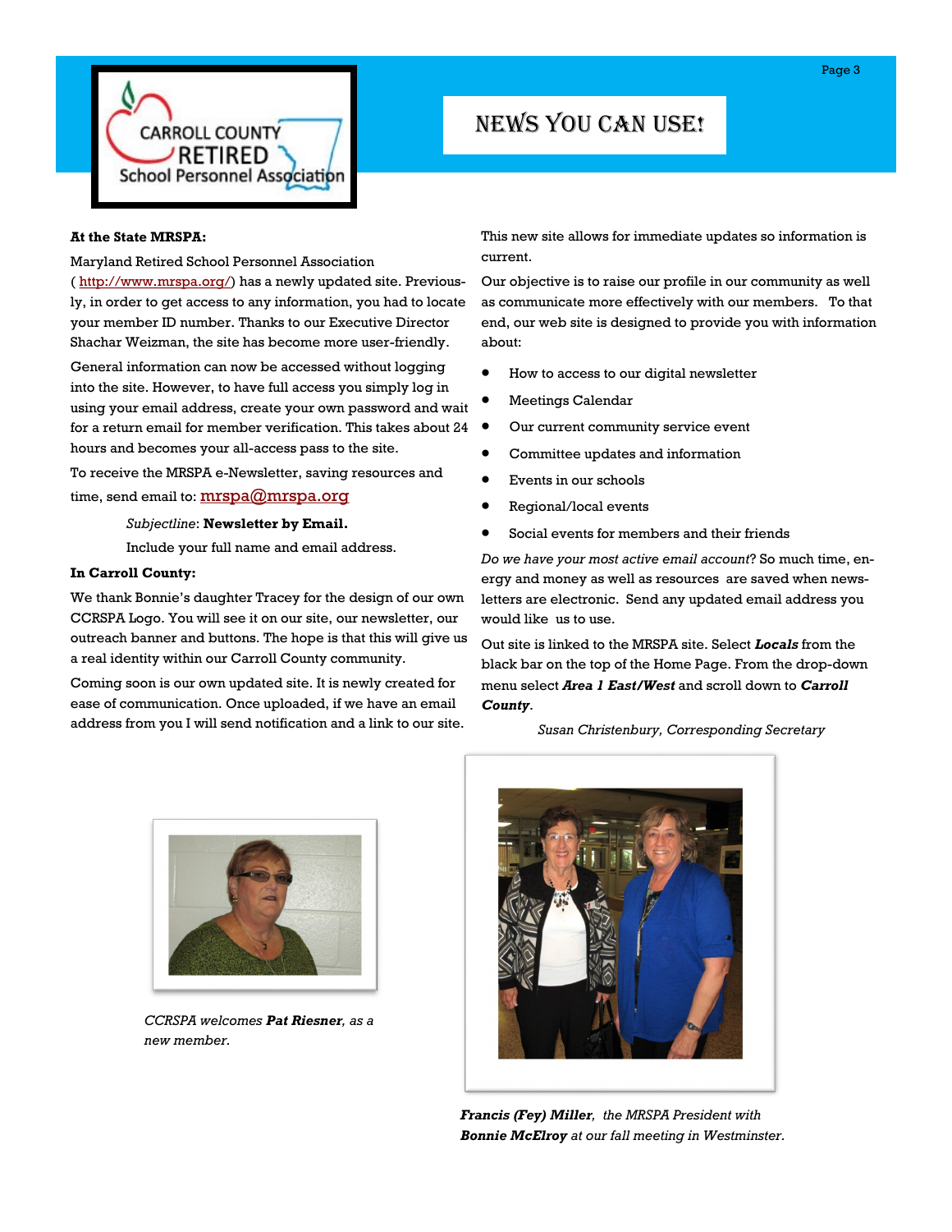# NEWS YOU CAN USE!

**At the State MRSPA:**

Maryland Retired School Personnel Association ( http://www.mrspa.org/) has a newly updated site. Previously, in order to get access to any information, you had to locate your member ID number. Thanks to our Executive Director Shachar Weizman, the site has become more user-friendly.

General information can now be accessed without logging into the site. However, to have full access you simply log in using your email address, create your own password and wait for a return email for member verification. This takes about 24 hours and becomes your all-access pass to the site.

To receive the MRSPA e-Newsletter, saving resources and time, send email to: mrspa@mrspa.org

*Subjectline*: **Newsletter by Email.**

Include your full name and email address.

**In Carroll County:**

We thank Bonnie's daughter Tracey for the design of our own CCRSPA Logo. You will see it on our site, our newsletter, our outreach banner and buttons. The hope is that this will give us a real identity within our Carroll County community.

Coming soon is our own updated site. It is newly created for ease of communication. Once uploaded, if we have an email address from you I will send notification and a link to our site. This new site allows for immediate updates so information is current.

Our objective is to raise our profile in our community as well as communicate more effectively with our members. To that end, our web site is designed to provide you with information about:

- How to access to our digital newsletter
- Meetings Calendar
- Our current community service event
- Committee updates and information
- Events in our schools
- Regional/local events
- Social events for members and their friends

*Do we have your most active email account*? So much time, energy and money as well as resources are saved when newsletters are electronic. Send any updated email address you would like us to use.

Out site is linked to the MRSPA site. Select ***Locals*** from the black bar on the top of the Home Page. From the drop-down menu select ***Area 1 East/West*** and scroll down to ***Carroll County***.

*Susan Christenbury, Corresponding Secretary*

*CCRSPA welcomes **Pat Riesner**, as a new member.*

***Francis (Fey) Miller**, the MRSPA President with **Bonnie McElroy** at our fall meeting in Westminster.*